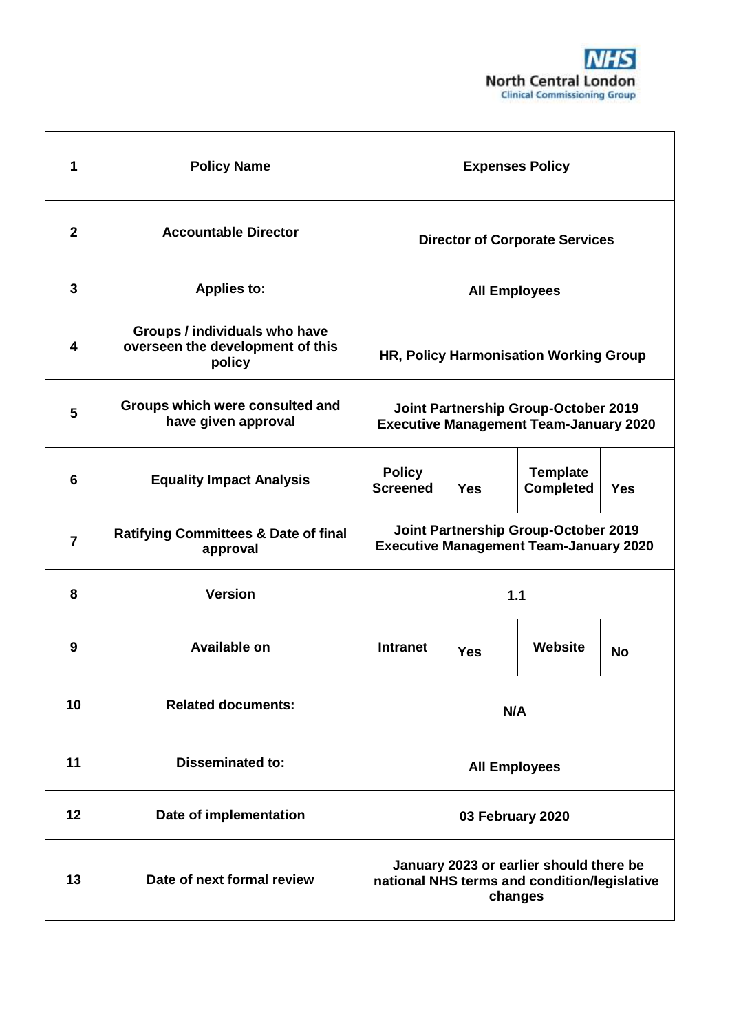NHS North Central London Clinical Commissioning Group

| | | | | | |
|---|---|---|---|---|---|
| **1** | **Policy Name** | **Expenses Policy** | | | |
| **2** | **Accountable Director** | **Director of Corporate Services** | | | |
| **3** | **Applies to:** | **All Employees** | | | |
| **4** | **Groups / individuals who have overseen the development of this policy** | **HR, Policy Harmonisation Working Group** | | | |
| **5** | **Groups which were consulted and have given approval** | **Joint Partnership Group-October 2019 Executive Management Team-January 2020** | | | |
| **6** | **Equality Impact Analysis** | **Policy Screened** | **Yes** | **Template Completed** | **Yes** |
| **7** | **Ratifying Committees & Date of final approval** | **Joint Partnership Group-October 2019 Executive Management Team-January 2020** | | | |
| **8** | **Version** | **1.1** | | | |
| **9** | **Available on** | **Intranet** | **Yes** | **Website** | **No** |
| **10** | **Related documents:** | **N/A** | | | |
| **11** | **Disseminated to:** | **All Employees** | | | |
| **12** | **Date of implementation** | **03 February 2020** | | | |
| **13** | **Date of next formal review** | **January 2023 or earlier should there be national NHS terms and condition/legislative changes** | | | |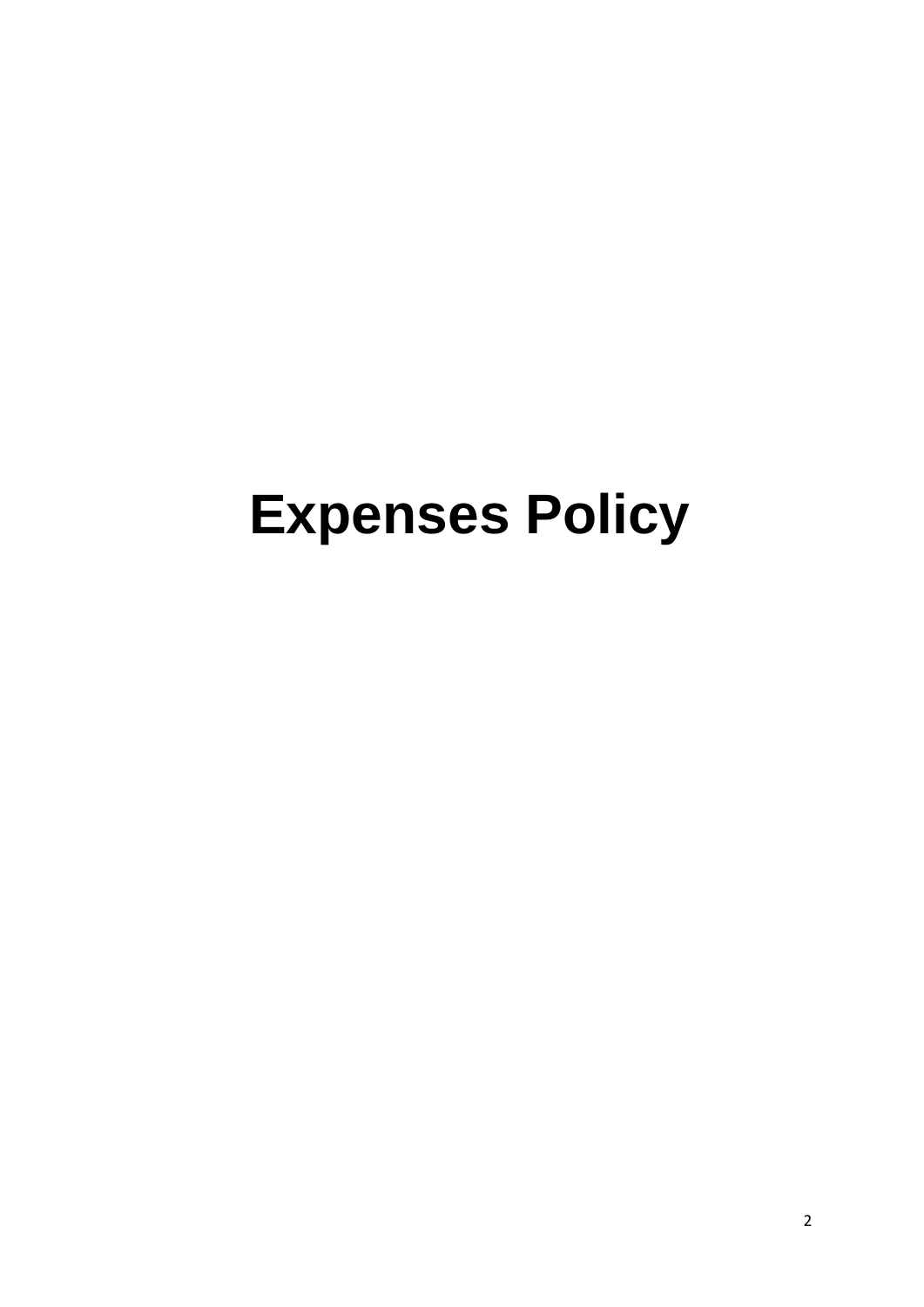# Expenses Policy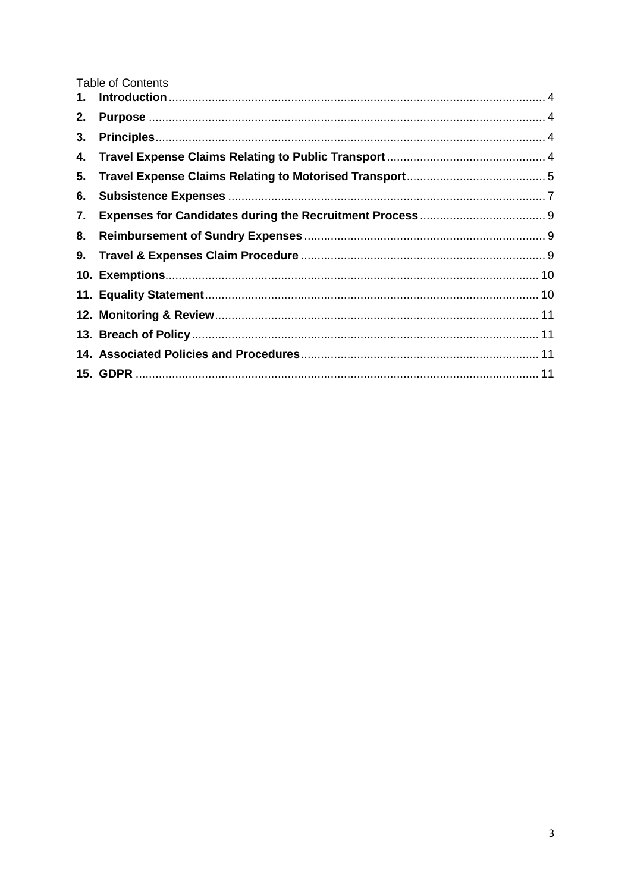Table of Contents

1. **Introduction** ........ 4
2. **Purpose** ........ 4
3. **Principles** ........ 4
4. **Travel Expense Claims Relating to Public Transport** ........ 4
5. **Travel Expense Claims Relating to Motorised Transport** ........ 5
6. **Subsistence Expenses** ........ 7
7. **Expenses for Candidates during the Recruitment Process** ........ 9
8. **Reimbursement of Sundry Expenses** ........ 9
9. **Travel & Expenses Claim Procedure** ........ 9
10. **Exemptions** ........ 10
11. **Equality Statement** ........ 10
12. **Monitoring & Review** ........ 11
13. **Breach of Policy** ........ 11
14. **Associated Policies and Procedures** ........ 11
15. **GDPR** ........ 11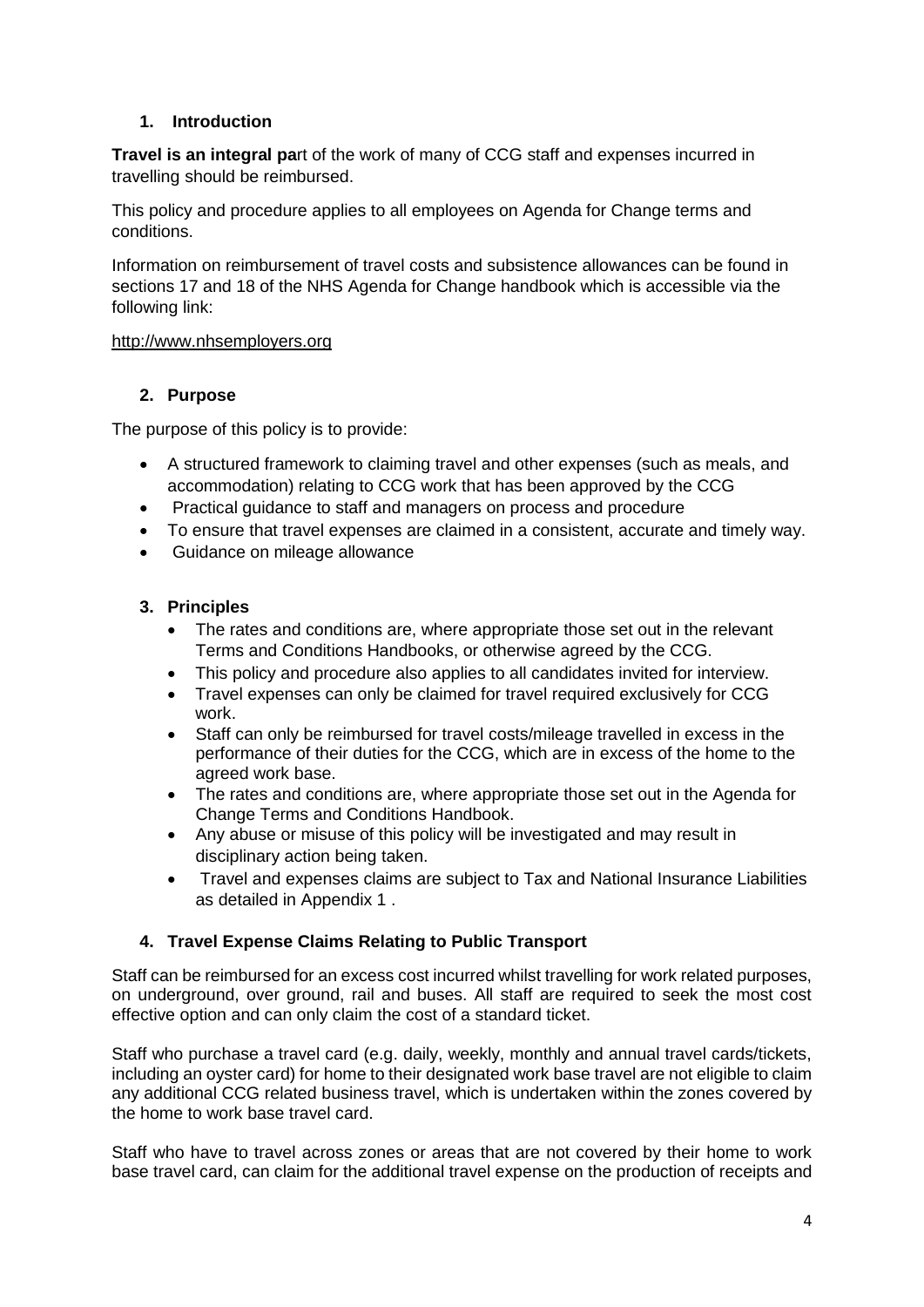## 1. Introduction

**Travel is an integral pa**rt of the work of many of CCG staff and expenses incurred in travelling should be reimbursed.

This policy and procedure applies to all employees on Agenda for Change terms and conditions.

Information on reimbursement of travel costs and subsistence allowances can be found in sections 17 and 18 of the NHS Agenda for Change handbook which is accessible via the following link:

http://www.nhsemployers.org

## 2. Purpose

The purpose of this policy is to provide:

- A structured framework to claiming travel and other expenses (such as meals, and accommodation) relating to CCG work that has been approved by the CCG
- Practical guidance to staff and managers on process and procedure
- To ensure that travel expenses are claimed in a consistent, accurate and timely way.
- Guidance on mileage allowance

## 3. Principles

- The rates and conditions are, where appropriate those set out in the relevant Terms and Conditions Handbooks, or otherwise agreed by the CCG.
- This policy and procedure also applies to all candidates invited for interview.
- Travel expenses can only be claimed for travel required exclusively for CCG work.
- Staff can only be reimbursed for travel costs/mileage travelled in excess in the performance of their duties for the CCG, which are in excess of the home to the agreed work base.
- The rates and conditions are, where appropriate those set out in the Agenda for Change Terms and Conditions Handbook.
- Any abuse or misuse of this policy will be investigated and may result in disciplinary action being taken.
- Travel and expenses claims are subject to Tax and National Insurance Liabilities as detailed in Appendix 1 .

## 4. Travel Expense Claims Relating to Public Transport

Staff can be reimbursed for an excess cost incurred whilst travelling for work related purposes, on underground, over ground, rail and buses. All staff are required to seek the most cost effective option and can only claim the cost of a standard ticket.

Staff who purchase a travel card (e.g. daily, weekly, monthly and annual travel cards/tickets, including an oyster card) for home to their designated work base travel are not eligible to claim any additional CCG related business travel, which is undertaken within the zones covered by the home to work base travel card.

Staff who have to travel across zones or areas that are not covered by their home to work base travel card, can claim for the additional travel expense on the production of receipts and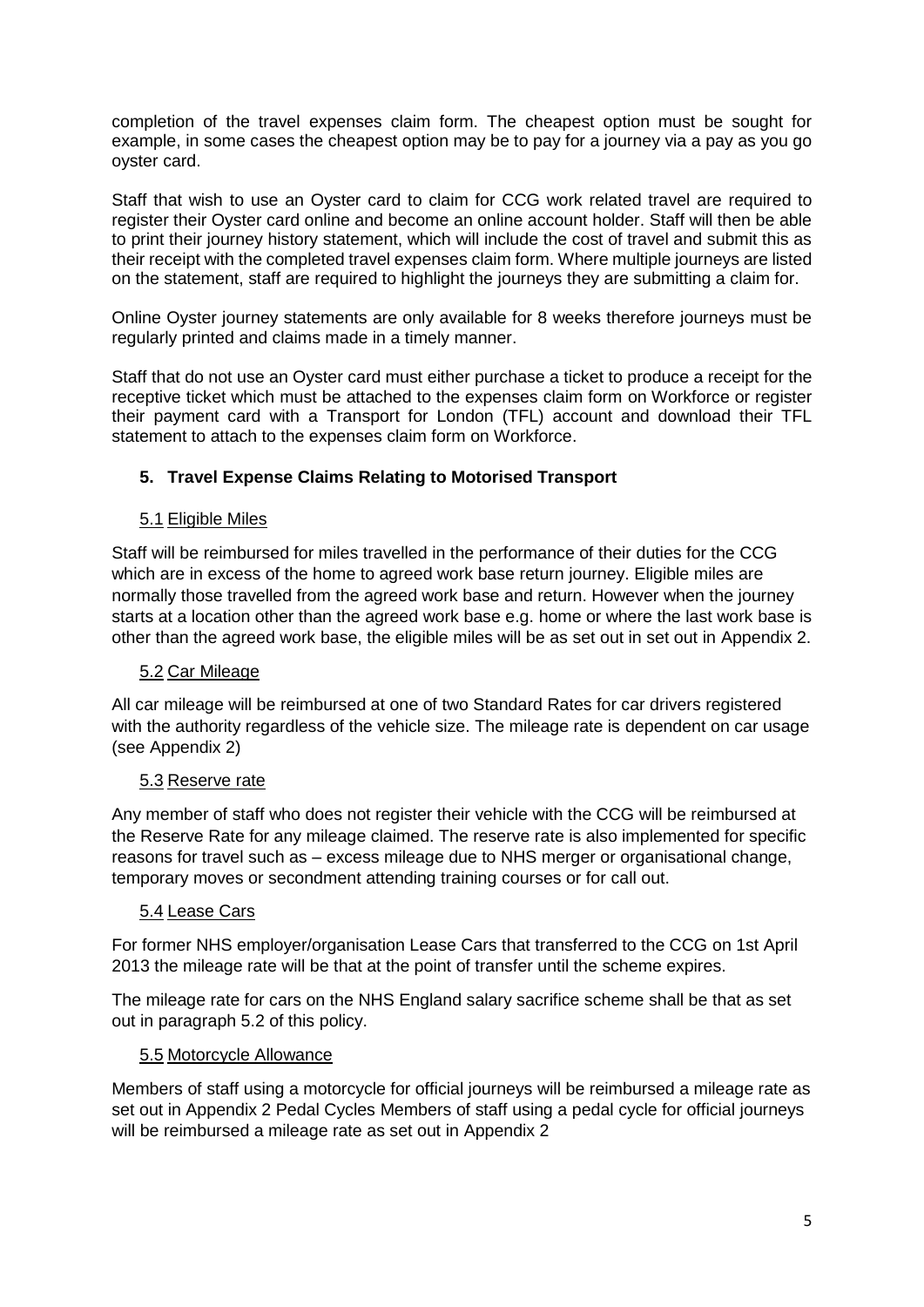completion of the travel expenses claim form. The cheapest option must be sought for example, in some cases the cheapest option may be to pay for a journey via a pay as you go oyster card.

Staff that wish to use an Oyster card to claim for CCG work related travel are required to register their Oyster card online and become an online account holder. Staff will then be able to print their journey history statement, which will include the cost of travel and submit this as their receipt with the completed travel expenses claim form. Where multiple journeys are listed on the statement, staff are required to highlight the journeys they are submitting a claim for.

Online Oyster journey statements are only available for 8 weeks therefore journeys must be regularly printed and claims made in a timely manner.

Staff that do not use an Oyster card must either purchase a ticket to produce a receipt for the receptive ticket which must be attached to the expenses claim form on Workforce or register their payment card with a Transport for London (TFL) account and download their TFL statement to attach to the expenses claim form on Workforce.

## 5. Travel Expense Claims Relating to Motorised Transport

### 5.1 Eligible Miles

Staff will be reimbursed for miles travelled in the performance of their duties for the CCG which are in excess of the home to agreed work base return journey. Eligible miles are normally those travelled from the agreed work base and return. However when the journey starts at a location other than the agreed work base e.g. home or where the last work base is other than the agreed work base, the eligible miles will be as set out in set out in Appendix 2.

### 5.2 Car Mileage

All car mileage will be reimbursed at one of two Standard Rates for car drivers registered with the authority regardless of the vehicle size. The mileage rate is dependent on car usage (see Appendix 2)

### 5.3 Reserve rate

Any member of staff who does not register their vehicle with the CCG will be reimbursed at the Reserve Rate for any mileage claimed. The reserve rate is also implemented for specific reasons for travel such as – excess mileage due to NHS merger or organisational change, temporary moves or secondment attending training courses or for call out.

### 5.4 Lease Cars

For former NHS employer/organisation Lease Cars that transferred to the CCG on 1st April 2013 the mileage rate will be that at the point of transfer until the scheme expires.

The mileage rate for cars on the NHS England salary sacrifice scheme shall be that as set out in paragraph 5.2 of this policy.

### 5.5 Motorcycle Allowance

Members of staff using a motorcycle for official journeys will be reimbursed a mileage rate as set out in Appendix 2 Pedal Cycles Members of staff using a pedal cycle for official journeys will be reimbursed a mileage rate as set out in Appendix 2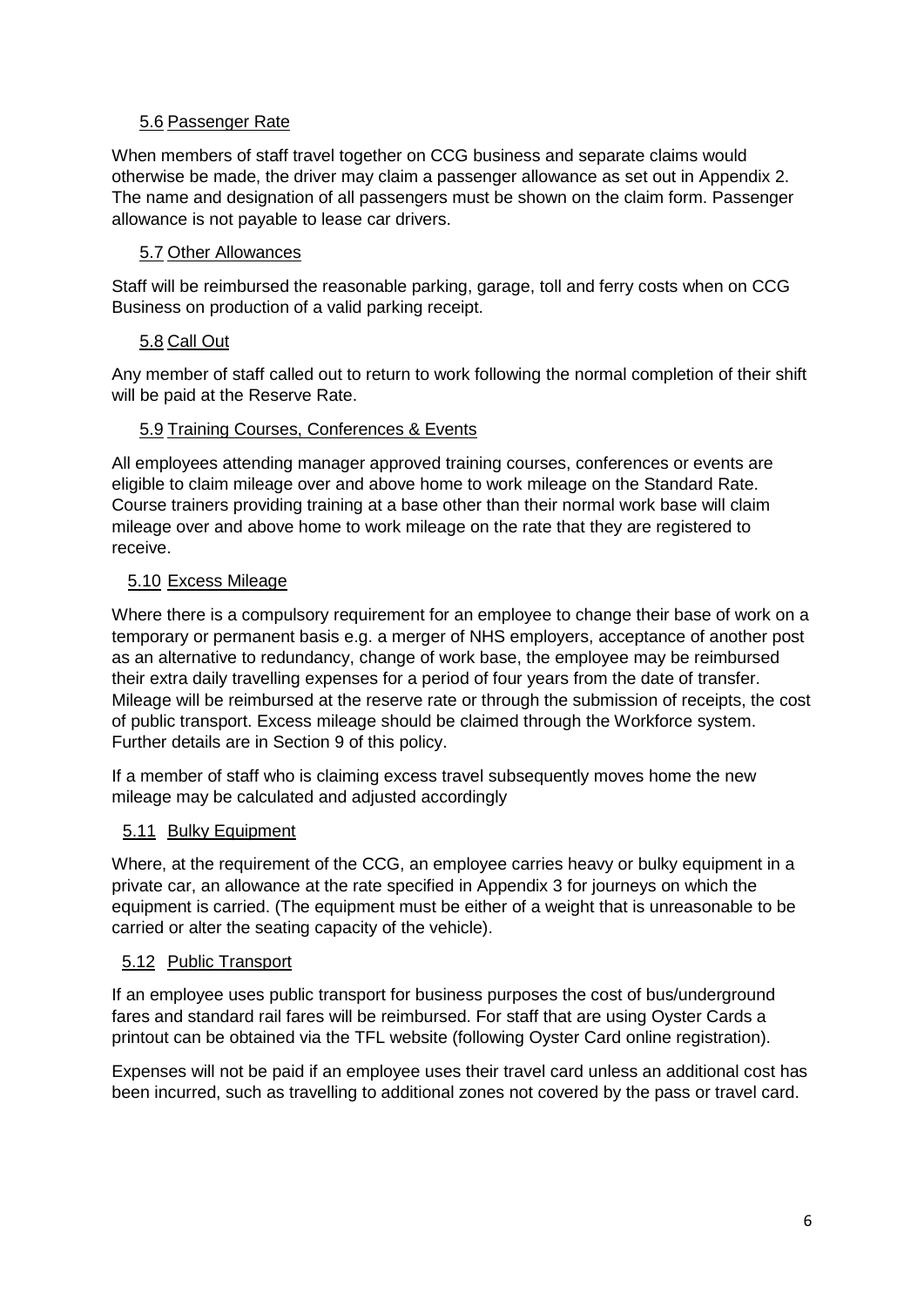### 5.6 Passenger Rate

When members of staff travel together on CCG business and separate claims would otherwise be made, the driver may claim a passenger allowance as set out in Appendix 2. The name and designation of all passengers must be shown on the claim form. Passenger allowance is not payable to lease car drivers.

### 5.7 Other Allowances

Staff will be reimbursed the reasonable parking, garage, toll and ferry costs when on CCG Business on production of a valid parking receipt.

### 5.8 Call Out

Any member of staff called out to return to work following the normal completion of their shift will be paid at the Reserve Rate.

### 5.9 Training Courses, Conferences & Events

All employees attending manager approved training courses, conferences or events are eligible to claim mileage over and above home to work mileage on the Standard Rate. Course trainers providing training at a base other than their normal work base will claim mileage over and above home to work mileage on the rate that they are registered to receive.

### 5.10 Excess Mileage

Where there is a compulsory requirement for an employee to change their base of work on a temporary or permanent basis e.g. a merger of NHS employers, acceptance of another post as an alternative to redundancy, change of work base, the employee may be reimbursed their extra daily travelling expenses for a period of four years from the date of transfer. Mileage will be reimbursed at the reserve rate or through the submission of receipts, the cost of public transport. Excess mileage should be claimed through the Workforce system. Further details are in Section 9 of this policy.

If a member of staff who is claiming excess travel subsequently moves home the new mileage may be calculated and adjusted accordingly

### 5.11 Bulky Equipment

Where, at the requirement of the CCG, an employee carries heavy or bulky equipment in a private car, an allowance at the rate specified in Appendix 3 for journeys on which the equipment is carried. (The equipment must be either of a weight that is unreasonable to be carried or alter the seating capacity of the vehicle).

### 5.12 Public Transport

If an employee uses public transport for business purposes the cost of bus/underground fares and standard rail fares will be reimbursed. For staff that are using Oyster Cards a printout can be obtained via the TFL website (following Oyster Card online registration).

Expenses will not be paid if an employee uses their travel card unless an additional cost has been incurred, such as travelling to additional zones not covered by the pass or travel card.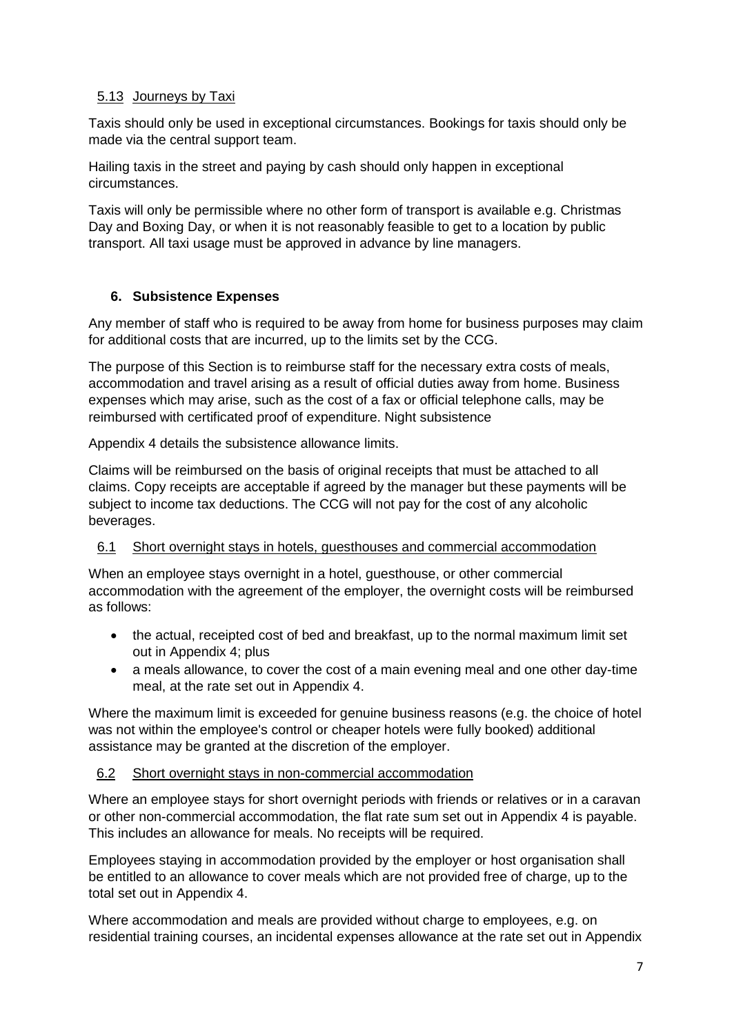### 5.13 Journeys by Taxi

Taxis should only be used in exceptional circumstances. Bookings for taxis should only be made via the central support team.

Hailing taxis in the street and paying by cash should only happen in exceptional circumstances.

Taxis will only be permissible where no other form of transport is available e.g. Christmas Day and Boxing Day, or when it is not reasonably feasible to get to a location by public transport. All taxi usage must be approved in advance by line managers.

## 6. Subsistence Expenses

Any member of staff who is required to be away from home for business purposes may claim for additional costs that are incurred, up to the limits set by the CCG.

The purpose of this Section is to reimburse staff for the necessary extra costs of meals, accommodation and travel arising as a result of official duties away from home. Business expenses which may arise, such as the cost of a fax or official telephone calls, may be reimbursed with certificated proof of expenditure. Night subsistence

Appendix 4 details the subsistence allowance limits.

Claims will be reimbursed on the basis of original receipts that must be attached to all claims. Copy receipts are acceptable if agreed by the manager but these payments will be subject to income tax deductions. The CCG will not pay for the cost of any alcoholic beverages.

### 6.1 Short overnight stays in hotels, guesthouses and commercial accommodation

When an employee stays overnight in a hotel, guesthouse, or other commercial accommodation with the agreement of the employer, the overnight costs will be reimbursed as follows:

- the actual, receipted cost of bed and breakfast, up to the normal maximum limit set out in Appendix 4; plus
- a meals allowance, to cover the cost of a main evening meal and one other day-time meal, at the rate set out in Appendix 4.

Where the maximum limit is exceeded for genuine business reasons (e.g. the choice of hotel was not within the employee's control or cheaper hotels were fully booked) additional assistance may be granted at the discretion of the employer.

### 6.2 Short overnight stays in non-commercial accommodation

Where an employee stays for short overnight periods with friends or relatives or in a caravan or other non-commercial accommodation, the flat rate sum set out in Appendix 4 is payable. This includes an allowance for meals. No receipts will be required.

Employees staying in accommodation provided by the employer or host organisation shall be entitled to an allowance to cover meals which are not provided free of charge, up to the total set out in Appendix 4.

Where accommodation and meals are provided without charge to employees, e.g. on residential training courses, an incidental expenses allowance at the rate set out in Appendix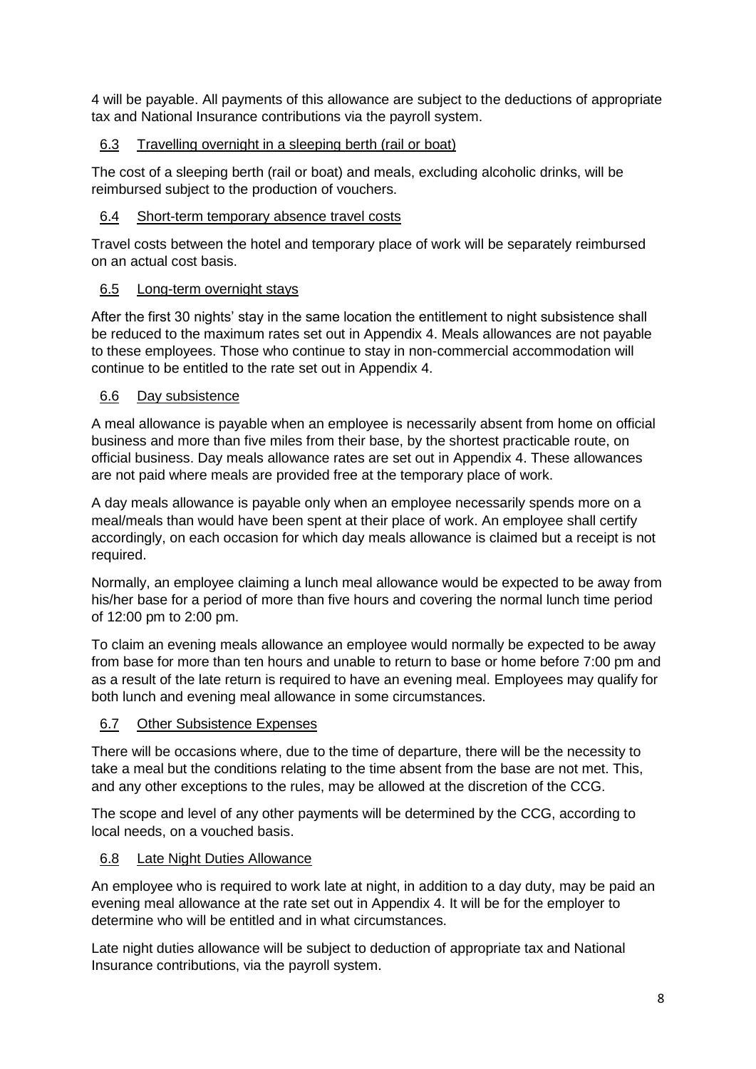4 will be payable. All payments of this allowance are subject to the deductions of appropriate tax and National Insurance contributions via the payroll system.

### 6.3 Travelling overnight in a sleeping berth (rail or boat)

The cost of a sleeping berth (rail or boat) and meals, excluding alcoholic drinks, will be reimbursed subject to the production of vouchers.

### 6.4 Short-term temporary absence travel costs

Travel costs between the hotel and temporary place of work will be separately reimbursed on an actual cost basis.

### 6.5 Long-term overnight stays

After the first 30 nights' stay in the same location the entitlement to night subsistence shall be reduced to the maximum rates set out in Appendix 4. Meals allowances are not payable to these employees. Those who continue to stay in non-commercial accommodation will continue to be entitled to the rate set out in Appendix 4.

### 6.6 Day subsistence

A meal allowance is payable when an employee is necessarily absent from home on official business and more than five miles from their base, by the shortest practicable route, on official business. Day meals allowance rates are set out in Appendix 4. These allowances are not paid where meals are provided free at the temporary place of work.

A day meals allowance is payable only when an employee necessarily spends more on a meal/meals than would have been spent at their place of work. An employee shall certify accordingly, on each occasion for which day meals allowance is claimed but a receipt is not required.

Normally, an employee claiming a lunch meal allowance would be expected to be away from his/her base for a period of more than five hours and covering the normal lunch time period of 12:00 pm to 2:00 pm.

To claim an evening meals allowance an employee would normally be expected to be away from base for more than ten hours and unable to return to base or home before 7:00 pm and as a result of the late return is required to have an evening meal. Employees may qualify for both lunch and evening meal allowance in some circumstances.

### 6.7 Other Subsistence Expenses

There will be occasions where, due to the time of departure, there will be the necessity to take a meal but the conditions relating to the time absent from the base are not met. This, and any other exceptions to the rules, may be allowed at the discretion of the CCG.

The scope and level of any other payments will be determined by the CCG, according to local needs, on a vouched basis.

### 6.8 Late Night Duties Allowance

An employee who is required to work late at night, in addition to a day duty, may be paid an evening meal allowance at the rate set out in Appendix 4. It will be for the employer to determine who will be entitled and in what circumstances.

Late night duties allowance will be subject to deduction of appropriate tax and National Insurance contributions, via the payroll system.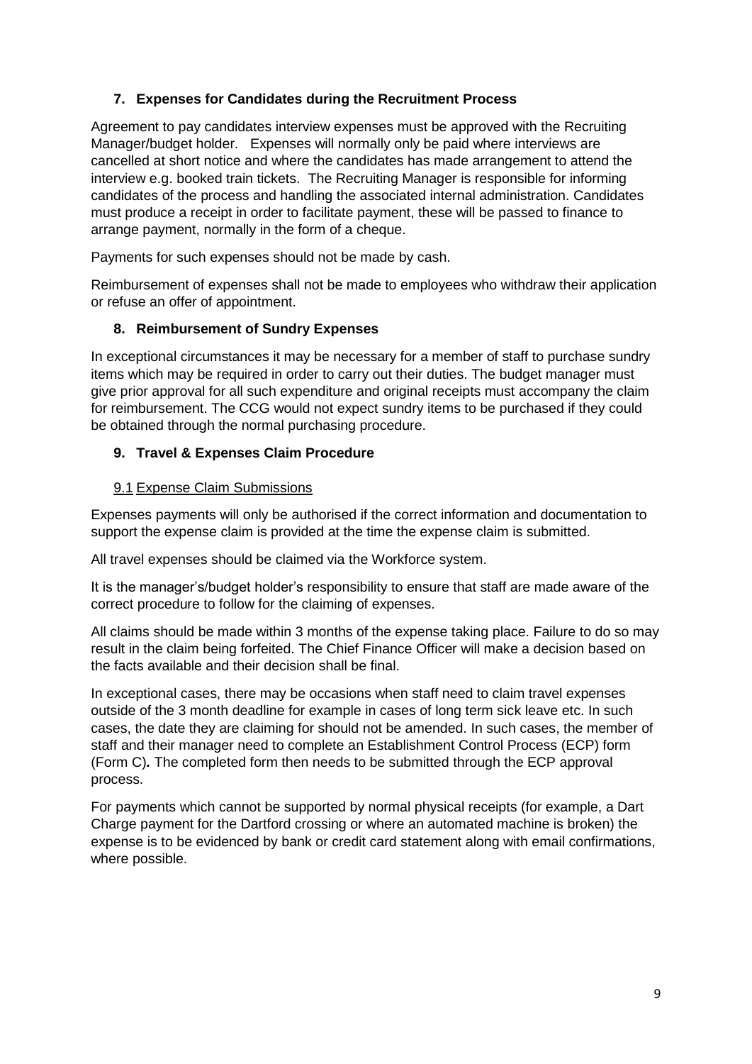## 7. Expenses for Candidates during the Recruitment Process

Agreement to pay candidates interview expenses must be approved with the Recruiting Manager/budget holder. Expenses will normally only be paid where interviews are cancelled at short notice and where the candidates has made arrangement to attend the interview e.g. booked train tickets. The Recruiting Manager is responsible for informing candidates of the process and handling the associated internal administration. Candidates must produce a receipt in order to facilitate payment, these will be passed to finance to arrange payment, normally in the form of a cheque.

Payments for such expenses should not be made by cash.

Reimbursement of expenses shall not be made to employees who withdraw their application or refuse an offer of appointment.

## 8. Reimbursement of Sundry Expenses

In exceptional circumstances it may be necessary for a member of staff to purchase sundry items which may be required in order to carry out their duties. The budget manager must give prior approval for all such expenditure and original receipts must accompany the claim for reimbursement. The CCG would not expect sundry items to be purchased if they could be obtained through the normal purchasing procedure.

## 9. Travel & Expenses Claim Procedure

### 9.1 Expense Claim Submissions

Expenses payments will only be authorised if the correct information and documentation to support the expense claim is provided at the time the expense claim is submitted.

All travel expenses should be claimed via the Workforce system.

It is the manager's/budget holder's responsibility to ensure that staff are made aware of the correct procedure to follow for the claiming of expenses.

All claims should be made within 3 months of the expense taking place. Failure to do so may result in the claim being forfeited. The Chief Finance Officer will make a decision based on the facts available and their decision shall be final.

In exceptional cases, there may be occasions when staff need to claim travel expenses outside of the 3 month deadline for example in cases of long term sick leave etc. In such cases, the date they are claiming for should not be amended. In such cases, the member of staff and their manager need to complete an Establishment Control Process (ECP) form (Form C)**.** The completed form then needs to be submitted through the ECP approval process.

For payments which cannot be supported by normal physical receipts (for example, a Dart Charge payment for the Dartford crossing or where an automated machine is broken) the expense is to be evidenced by bank or credit card statement along with email confirmations, where possible.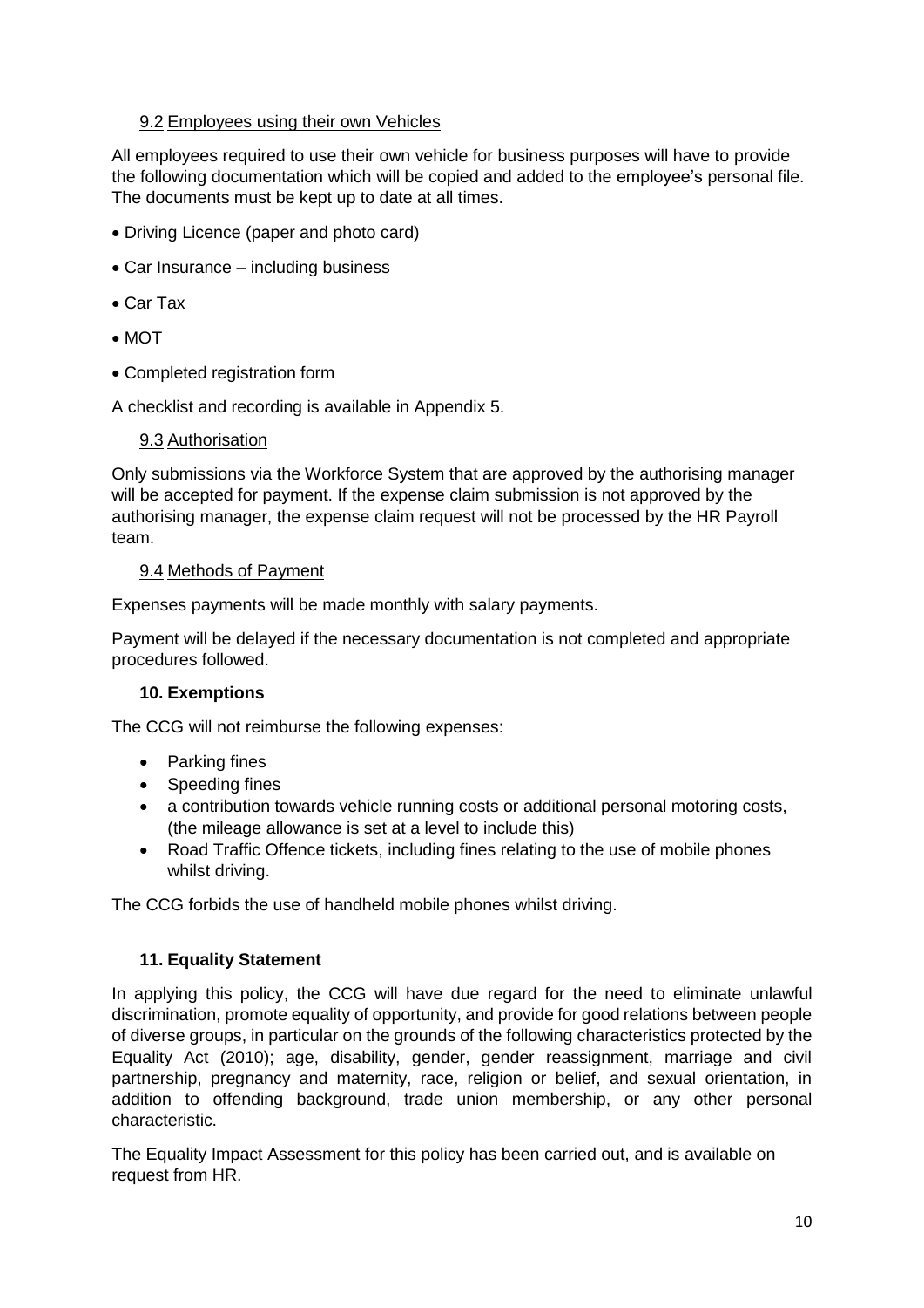### 9.2 Employees using their own Vehicles

All employees required to use their own vehicle for business purposes will have to provide the following documentation which will be copied and added to the employee's personal file. The documents must be kept up to date at all times.

- Driving Licence (paper and photo card)
- Car Insurance – including business
- Car Tax
- MOT
- Completed registration form

A checklist and recording is available in Appendix 5.

### 9.3 Authorisation

Only submissions via the Workforce System that are approved by the authorising manager will be accepted for payment. If the expense claim submission is not approved by the authorising manager, the expense claim request will not be processed by the HR Payroll team.

### 9.4 Methods of Payment

Expenses payments will be made monthly with salary payments.

Payment will be delayed if the necessary documentation is not completed and appropriate procedures followed.

## 10. Exemptions

The CCG will not reimburse the following expenses:

- Parking fines
- Speeding fines
- a contribution towards vehicle running costs or additional personal motoring costs, (the mileage allowance is set at a level to include this)
- Road Traffic Offence tickets, including fines relating to the use of mobile phones whilst driving.

The CCG forbids the use of handheld mobile phones whilst driving.

## 11. Equality Statement

In applying this policy, the CCG will have due regard for the need to eliminate unlawful discrimination, promote equality of opportunity, and provide for good relations between people of diverse groups, in particular on the grounds of the following characteristics protected by the Equality Act (2010); age, disability, gender, gender reassignment, marriage and civil partnership, pregnancy and maternity, race, religion or belief, and sexual orientation, in addition to offending background, trade union membership, or any other personal characteristic.

The Equality Impact Assessment for this policy has been carried out, and is available on request from HR.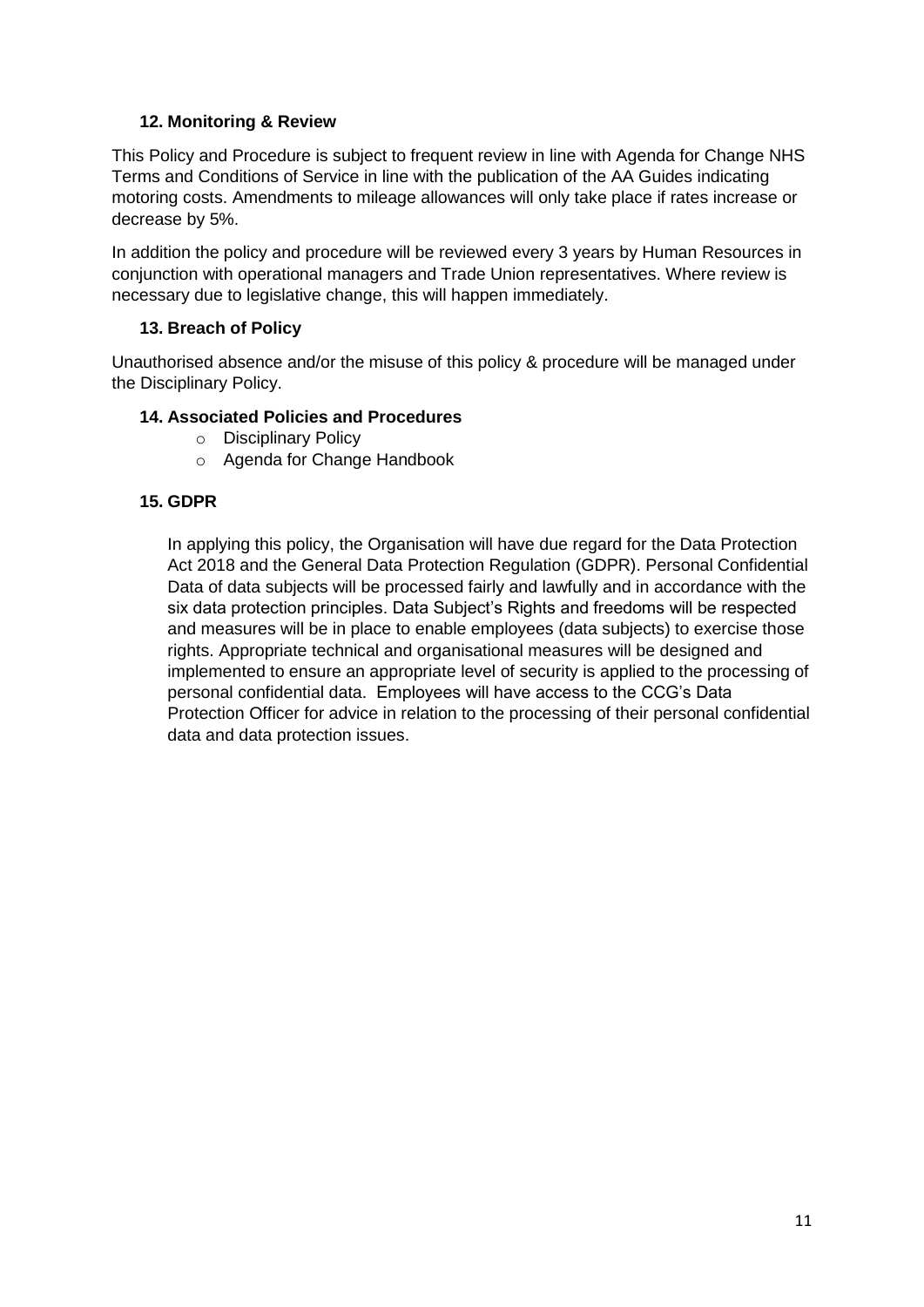### 12. Monitoring & Review

This Policy and Procedure is subject to frequent review in line with Agenda for Change NHS Terms and Conditions of Service in line with the publication of the AA Guides indicating motoring costs. Amendments to mileage allowances will only take place if rates increase or decrease by 5%.

In addition the policy and procedure will be reviewed every 3 years by Human Resources in conjunction with operational managers and Trade Union representatives. Where review is necessary due to legislative change, this will happen immediately.

### 13. Breach of Policy

Unauthorised absence and/or the misuse of this policy & procedure will be managed under the Disciplinary Policy.

### 14. Associated Policies and Procedures

- Disciplinary Policy
- Agenda for Change Handbook

### 15. GDPR

In applying this policy, the Organisation will have due regard for the Data Protection Act 2018 and the General Data Protection Regulation (GDPR). Personal Confidential Data of data subjects will be processed fairly and lawfully and in accordance with the six data protection principles. Data Subject's Rights and freedoms will be respected and measures will be in place to enable employees (data subjects) to exercise those rights. Appropriate technical and organisational measures will be designed and implemented to ensure an appropriate level of security is applied to the processing of personal confidential data. Employees will have access to the CCG's Data Protection Officer for advice in relation to the processing of their personal confidential data and data protection issues.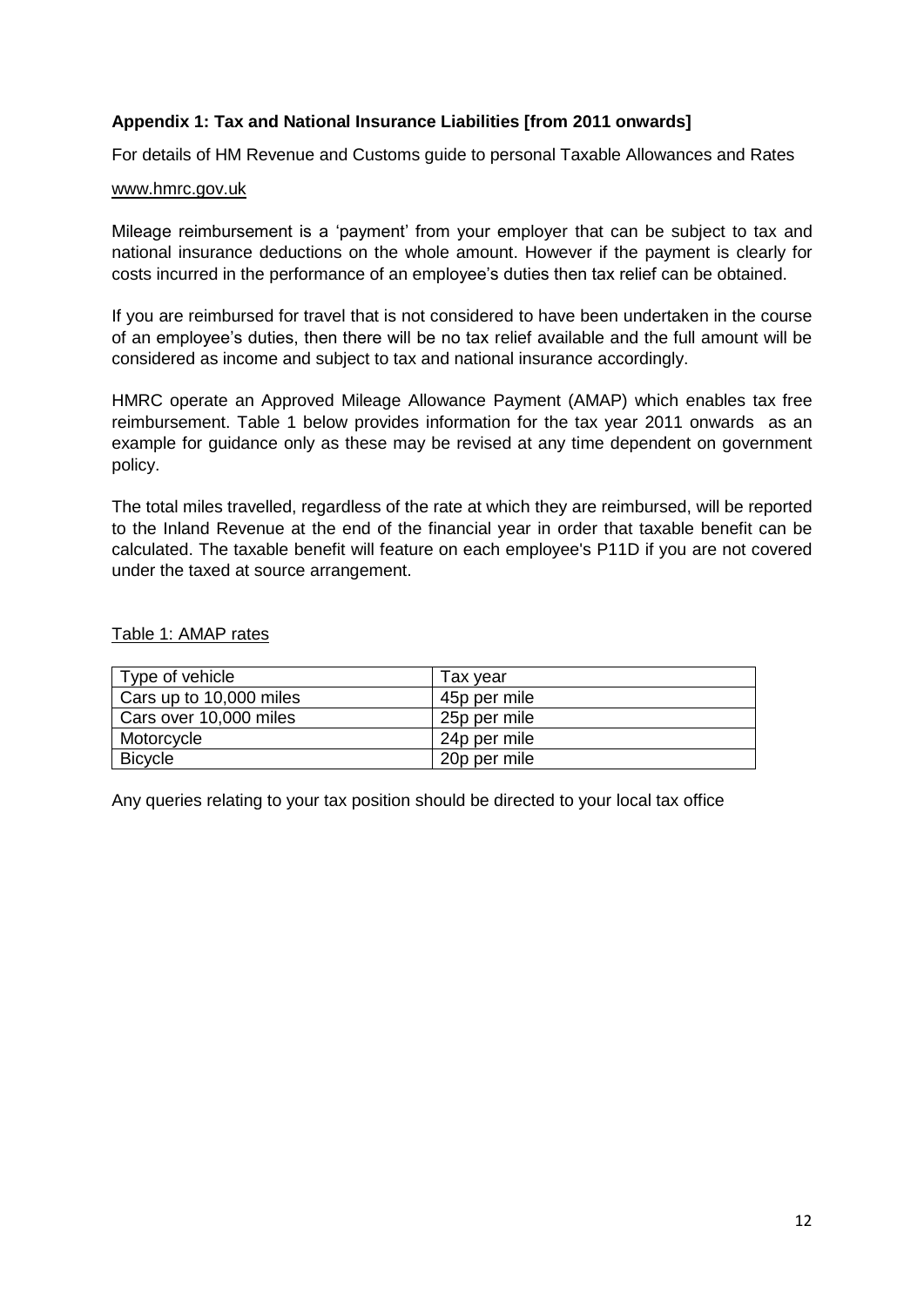**Appendix 1: Tax and National Insurance Liabilities [from 2011 onwards]**

For details of HM Revenue and Customs guide to personal Taxable Allowances and Rates

www.hmrc.gov.uk

Mileage reimbursement is a 'payment' from your employer that can be subject to tax and national insurance deductions on the whole amount. However if the payment is clearly for costs incurred in the performance of an employee's duties then tax relief can be obtained.

If you are reimbursed for travel that is not considered to have been undertaken in the course of an employee's duties, then there will be no tax relief available and the full amount will be considered as income and subject to tax and national insurance accordingly.

HMRC operate an Approved Mileage Allowance Payment (AMAP) which enables tax free reimbursement. Table 1 below provides information for the tax year 2011 onwards as an example for guidance only as these may be revised at any time dependent on government policy.

The total miles travelled, regardless of the rate at which they are reimbursed, will be reported to the Inland Revenue at the end of the financial year in order that taxable benefit can be calculated. The taxable benefit will feature on each employee's P11D if you are not covered under the taxed at source arrangement.

Table 1: AMAP rates

| Type of vehicle | Tax year |
|---|---|
| Cars up to 10,000 miles | 45p per mile |
| Cars over 10,000 miles | 25p per mile |
| Motorcycle | 24p per mile |
| Bicycle | 20p per mile |

Any queries relating to your tax position should be directed to your local tax office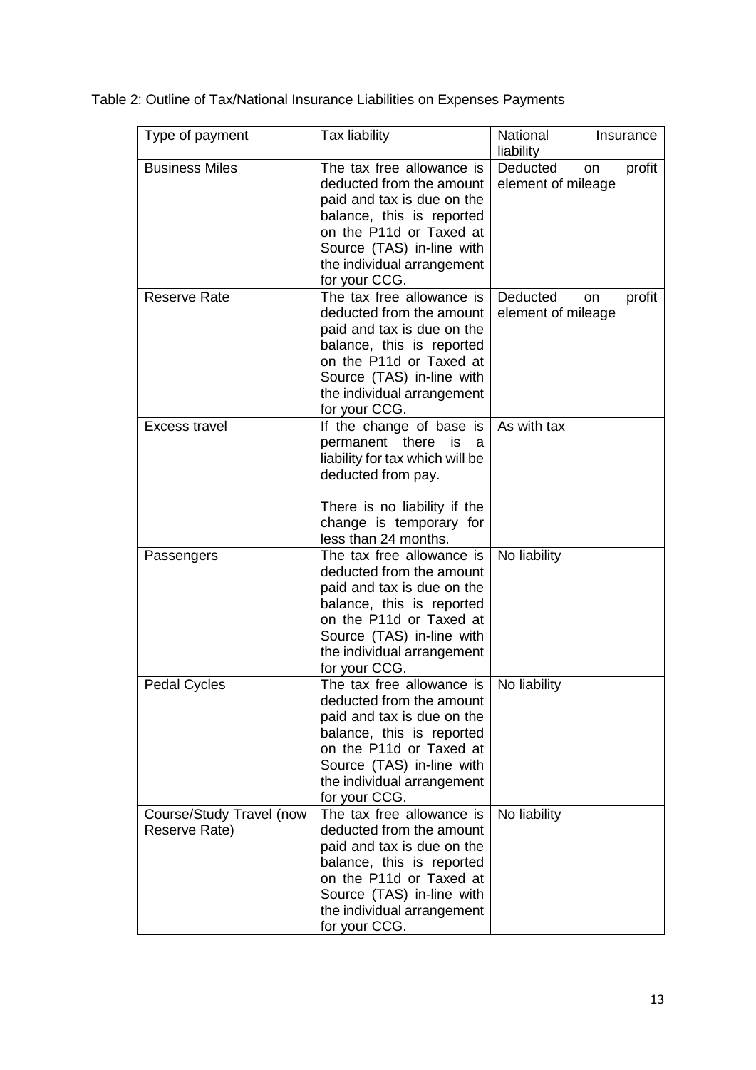Table 2: Outline of Tax/National Insurance Liabilities on Expenses Payments

| Type of payment | Tax liability | National Insurance liability |
| --- | --- | --- |
| Business Miles | The tax free allowance is deducted from the amount paid and tax is due on the balance, this is reported on the P11d or Taxed at Source (TAS) in-line with the individual arrangement for your CCG. | Deducted on profit element of mileage |
| Reserve Rate | The tax free allowance is deducted from the amount paid and tax is due on the balance, this is reported on the P11d or Taxed at Source (TAS) in-line with the individual arrangement for your CCG. | Deducted on profit element of mileage |
| Excess travel | If the change of base is permanent there is a liability for tax which will be deducted from pay.<br><br>There is no liability if the change is temporary for less than 24 months. | As with tax |
| Passengers | The tax free allowance is deducted from the amount paid and tax is due on the balance, this is reported on the P11d or Taxed at Source (TAS) in-line with the individual arrangement for your CCG. | No liability |
| Pedal Cycles | The tax free allowance is deducted from the amount paid and tax is due on the balance, this is reported on the P11d or Taxed at Source (TAS) in-line with the individual arrangement for your CCG. | No liability |
| Course/Study Travel (now Reserve Rate) | The tax free allowance is deducted from the amount paid and tax is due on the balance, this is reported on the P11d or Taxed at Source (TAS) in-line with the individual arrangement for your CCG. | No liability |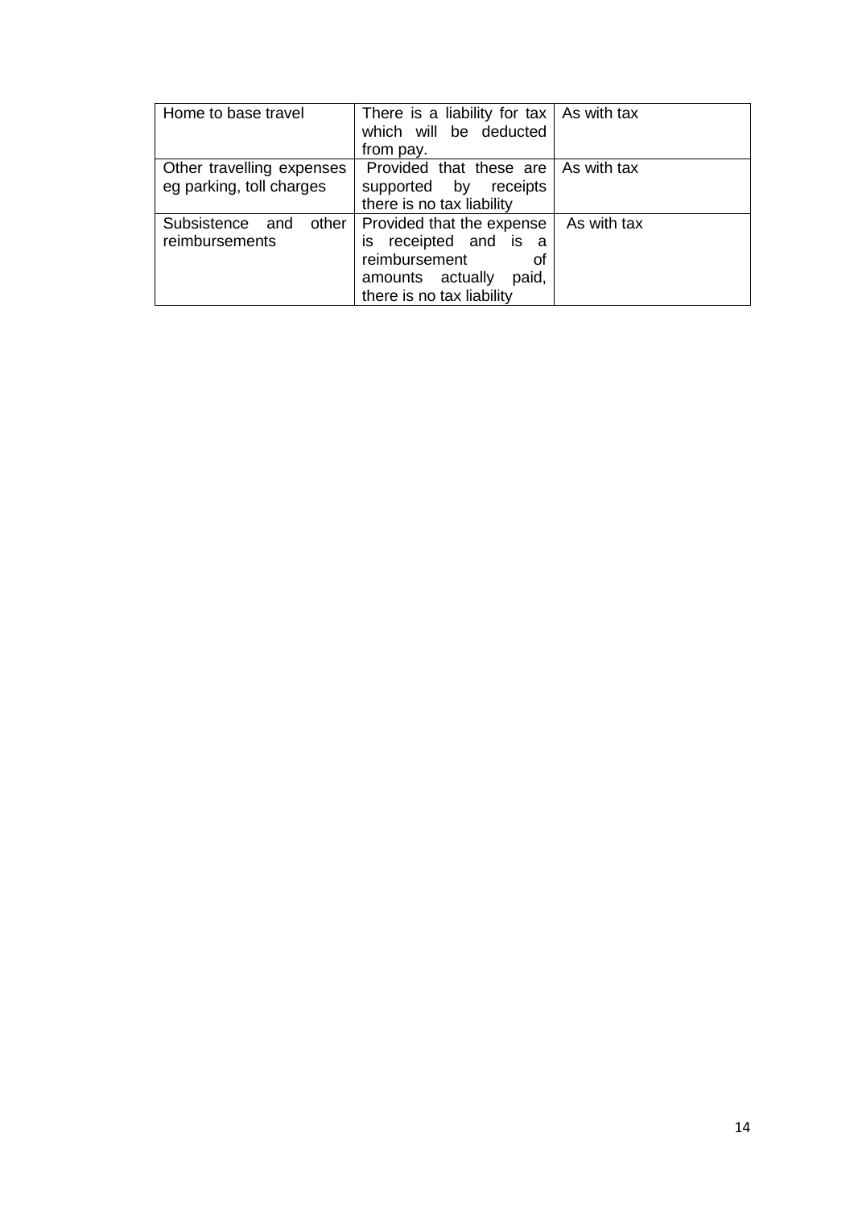| | | |
|---|---|---|
| Home to base travel | There is a liability for tax which will be deducted from pay. | As with tax |
| Other travelling expenses eg parking, toll charges | Provided that these are supported by receipts there is no tax liability | As with tax |
| Subsistence and other reimbursements | Provided that the expense is receipted and is a reimbursement of amounts actually paid, there is no tax liability | As with tax |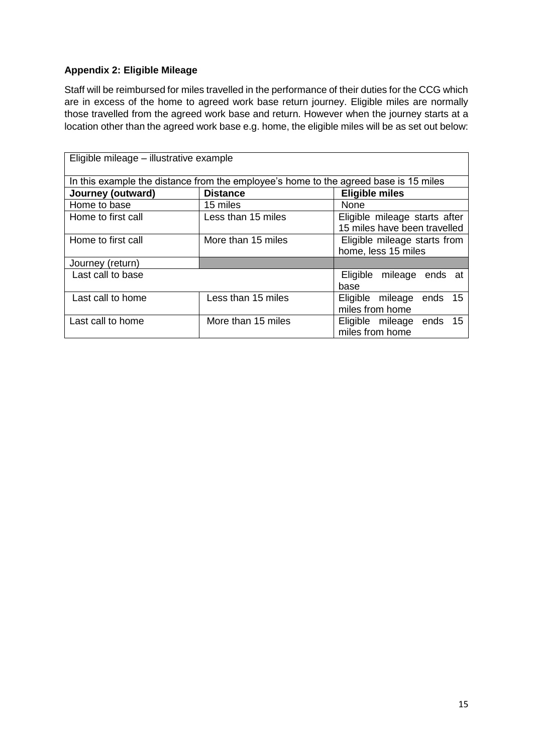## Appendix 2: Eligible Mileage

Staff will be reimbursed for miles travelled in the performance of their duties for the CCG which are in excess of the home to agreed work base return journey. Eligible miles are normally those travelled from the agreed work base and return. However when the journey starts at a location other than the agreed work base e.g. home, the eligible miles will be as set out below:

| Eligible mileage – illustrative example | | |
|---|---|---|
| In this example the distance from the employee's home to the agreed base is 15 miles | | |
| **Journey (outward)** | **Distance** | **Eligible miles** |
| Home to base | 15 miles | None |
| Home to first call | Less than 15 miles | Eligible mileage starts after 15 miles have been travelled |
| Home to first call | More than 15 miles | Eligible mileage starts from home, less 15 miles |
| Journey (return) | | |
| Last call to base | | Eligible mileage ends at base |
| Last call to home | Less than 15 miles | Eligible mileage ends 15 miles from home |
| Last call to home | More than 15 miles | Eligible mileage ends 15 miles from home |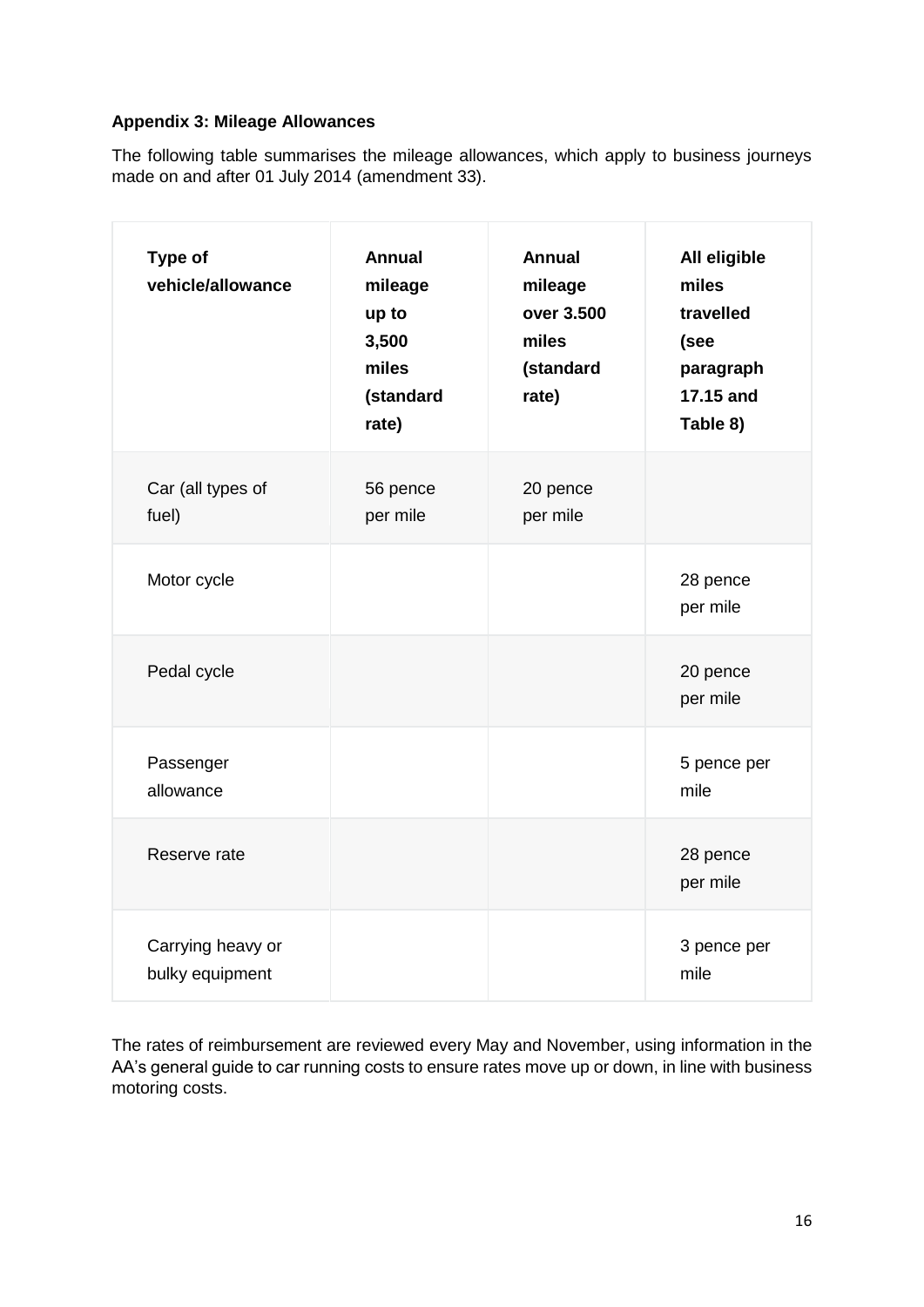**Appendix 3: Mileage Allowances**

The following table summarises the mileage allowances, which apply to business journeys made on and after 01 July 2014 (amendment 33).

| Type of vehicle/allowance | Annual mileage up to 3,500 miles (standard rate) | Annual mileage over 3.500 miles (standard rate) | All eligible miles travelled (see paragraph 17.15 and Table 8) |
|---|---|---|---|
| Car (all types of fuel) | 56 pence per mile | 20 pence per mile | |
| Motor cycle | | | 28 pence per mile |
| Pedal cycle | | | 20 pence per mile |
| Passenger allowance | | | 5 pence per mile |
| Reserve rate | | | 28 pence per mile |
| Carrying heavy or bulky equipment | | | 3 pence per mile |

The rates of reimbursement are reviewed every May and November, using information in the AA's general guide to car running costs to ensure rates move up or down, in line with business motoring costs.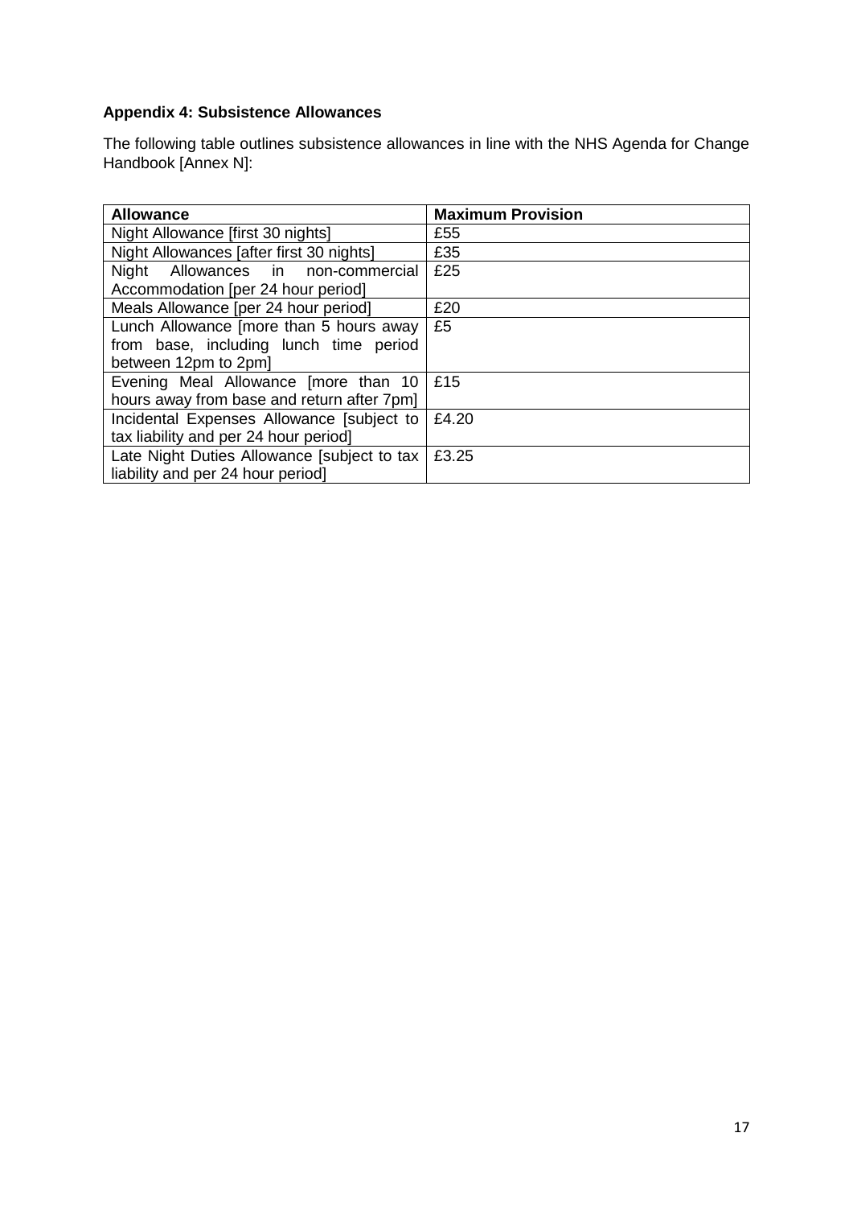## Appendix 4: Subsistence Allowances

The following table outlines subsistence allowances in line with the NHS Agenda for Change Handbook [Annex N]:

| Allowance | Maximum Provision |
|---|---|
| Night Allowance [first 30 nights] | £55 |
| Night Allowances [after first 30 nights] | £35 |
| Night Allowances in non-commercial Accommodation [per 24 hour period] | £25 |
| Meals Allowance [per 24 hour period] | £20 |
| Lunch Allowance [more than 5 hours away from base, including lunch time period between 12pm to 2pm] | £5 |
| Evening Meal Allowance [more than 10 hours away from base and return after 7pm] | £15 |
| Incidental Expenses Allowance [subject to tax liability and per 24 hour period] | £4.20 |
| Late Night Duties Allowance [subject to tax liability and per 24 hour period] | £3.25 |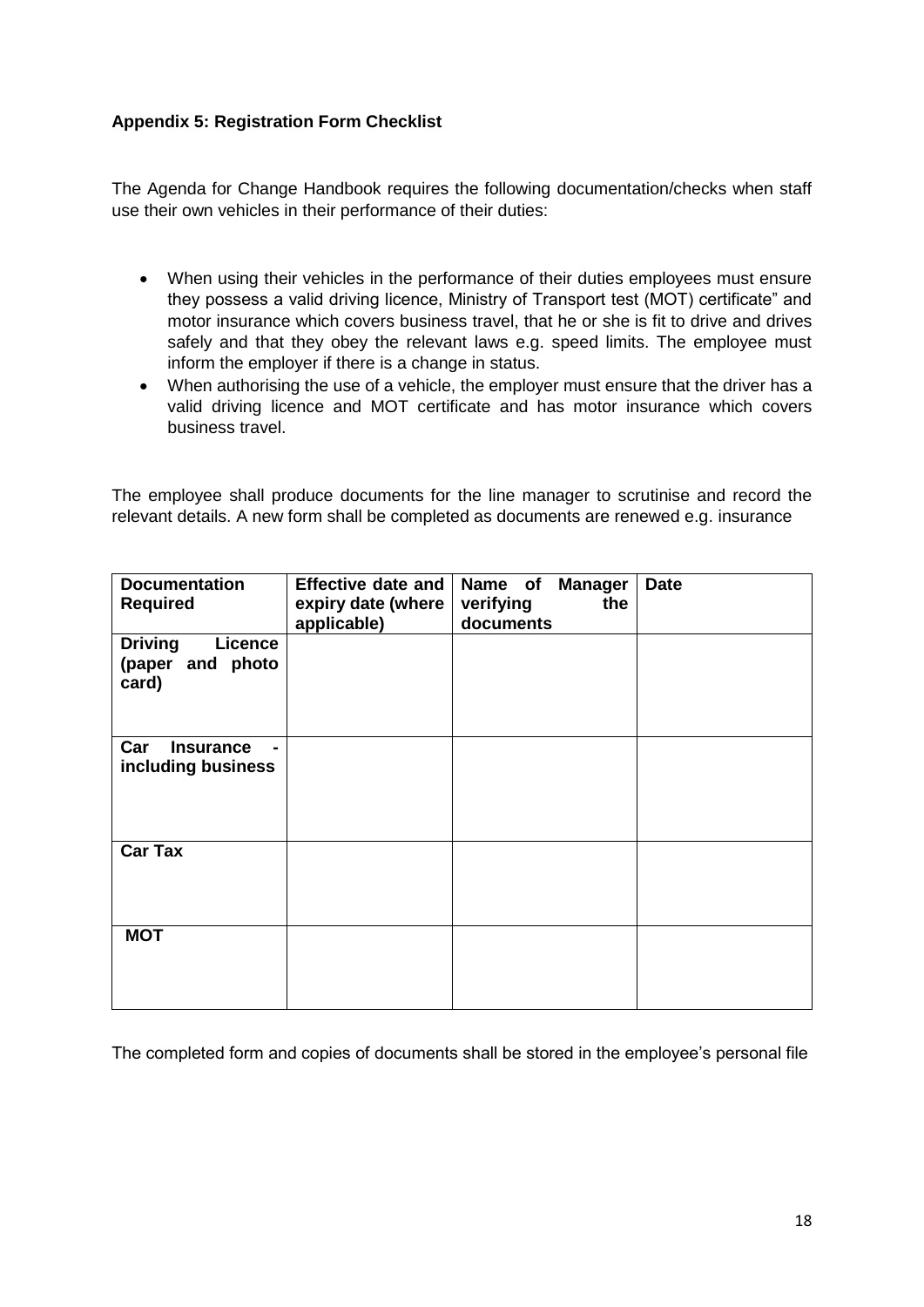**Appendix 5: Registration Form Checklist**

The Agenda for Change Handbook requires the following documentation/checks when staff use their own vehicles in their performance of their duties:

- When using their vehicles in the performance of their duties employees must ensure they possess a valid driving licence, Ministry of Transport test (MOT) certificate" and motor insurance which covers business travel, that he or she is fit to drive and drives safely and that they obey the relevant laws e.g. speed limits. The employee must inform the employer if there is a change in status.
- When authorising the use of a vehicle, the employer must ensure that the driver has a valid driving licence and MOT certificate and has motor insurance which covers business travel.

The employee shall produce documents for the line manager to scrutinise and record the relevant details. A new form shall be completed as documents are renewed e.g. insurance

| Documentation Required | Effective date and expiry date (where applicable) | Name of Manager verifying the documents | Date |
|---|---|---|---|
| **Driving Licence (paper and photo card)** | | | |
| **Car Insurance - including business** | | | |
| **Car Tax** | | | |
| **MOT** | | | |

The completed form and copies of documents shall be stored in the employee's personal file